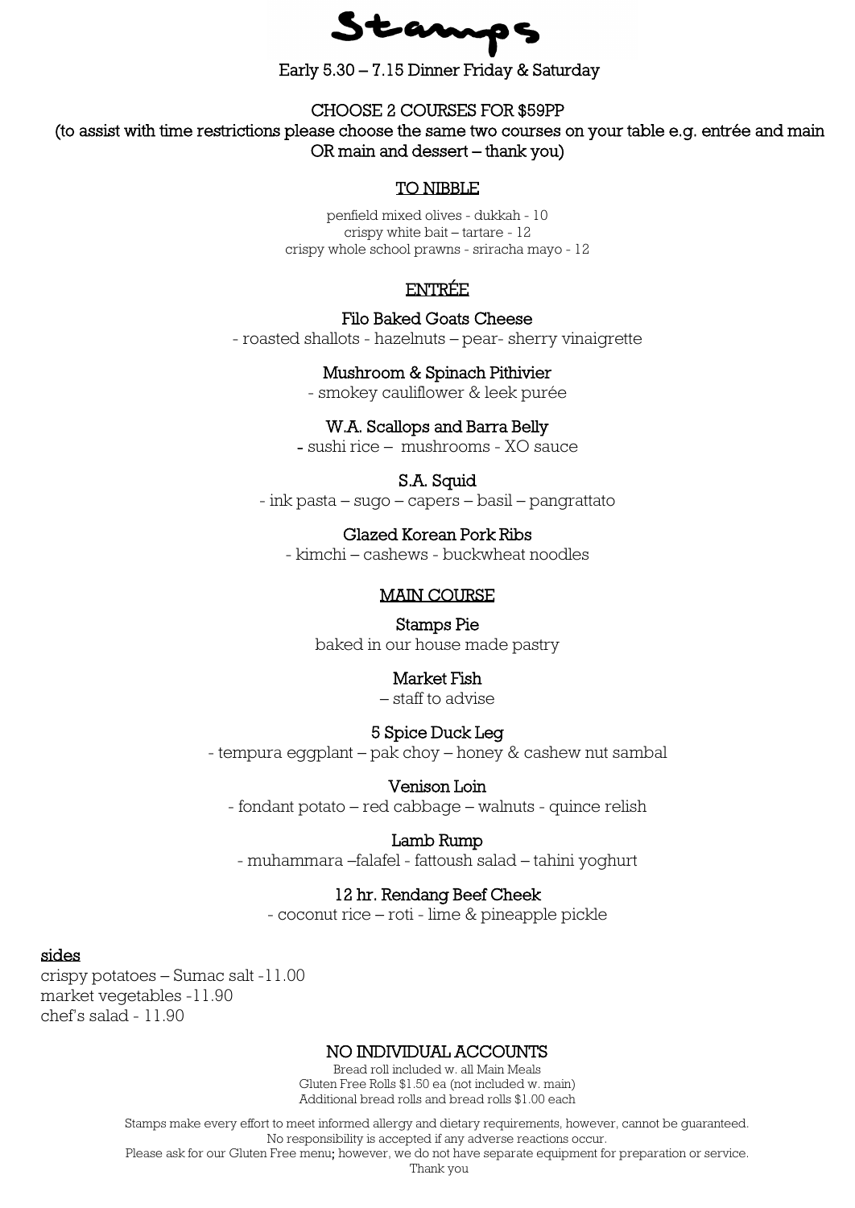# Stamps

Early 5.30 – 7.15 Dinner Friday & Saturday

CHOOSE 2 COURSES FOR $59PP

(to assist with time restrictions please choose the same two courses on your table e.g. entrée and main OR main and dessert – thank you)

## TO NIBBLE

penfield mixed olives - dukkah - 10
crispy white bait – tartare - 12
crispy whole school prawns - sriracha mayo - 12

## ENTRÉE

**Filo Baked Goats Cheese**
- roasted shallots - hazelnuts – pear- sherry vinaigrette

**Mushroom & Spinach Pithivier**
- smokey cauliflower & leek purée

**W.A. Scallops and Barra Belly**
- sushi rice – mushrooms - XO sauce

**S.A. Squid**
- ink pasta – sugo – capers – basil – pangrattato

**Glazed Korean Pork Ribs**
- kimchi – cashews - buckwheat noodles

## MAIN COURSE

**Stamps Pie**
baked in our house made pastry

**Market Fish**
– staff to advise

**5 Spice Duck Leg**
- tempura eggplant – pak choy – honey & cashew nut sambal

**Venison Loin**
- fondant potato – red cabbage – walnuts - quince relish

**Lamb Rump**
- muhammara –falafel - fattoush salad – tahini yoghurt

**12 hr. Rendang Beef Cheek**
- coconut rice – roti - lime & pineapple pickle

## sides

crispy potatoes – Sumac salt -11.00
market vegetables -11.90
chef's salad - 11.90

## NO INDIVIDUAL ACCOUNTS

Bread roll included w. all Main Meals
Gluten Free Rolls $1.50 ea (not included w. main)
Additional bread rolls and bread rolls $1.00 each

Stamps make every effort to meet informed allergy and dietary requirements, however, cannot be guaranteed.
No responsibility is accepted if any adverse reactions occur.
Please ask for our Gluten Free menu; however, we do not have separate equipment for preparation or service.
Thank you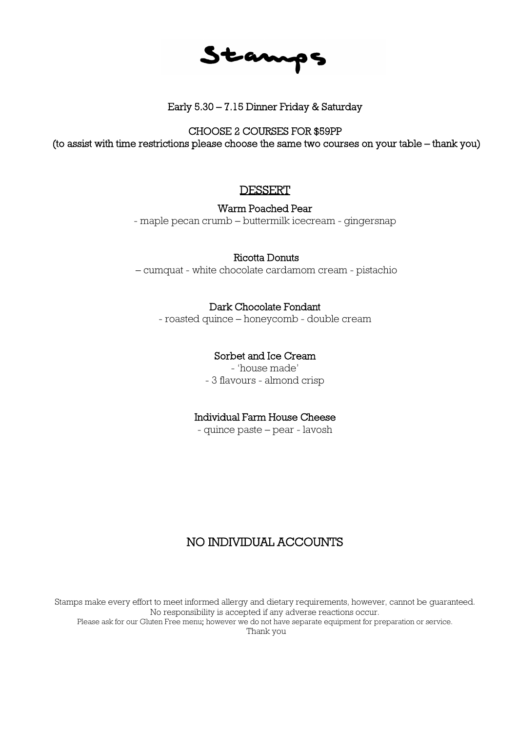# Stamps

Early 5.30 – 7.15 Dinner Friday & Saturday

CHOOSE 2 COURSES FOR $59PP
(to assist with time restrictions please choose the same two courses on your table – thank you)

## DESSERT

**Warm Poached Pear**
- maple pecan crumb – buttermilk icecream - gingersnap

**Ricotta Donuts**
– cumquat - white chocolate cardamom cream - pistachio

**Dark Chocolate Fondant**
- roasted quince – honeycomb - double cream

**Sorbet and Ice Cream**
- 'house made'
- 3 flavours - almond crisp

**Individual Farm House Cheese**
- quince paste – pear - lavosh

## NO INDIVIDUAL ACCOUNTS

Stamps make every effort to meet informed allergy and dietary requirements, however, cannot be guaranteed.
No responsibility is accepted if any adverse reactions occur.
Please ask for our Gluten Free menu; however we do not have separate equipment for preparation or service.
Thank you